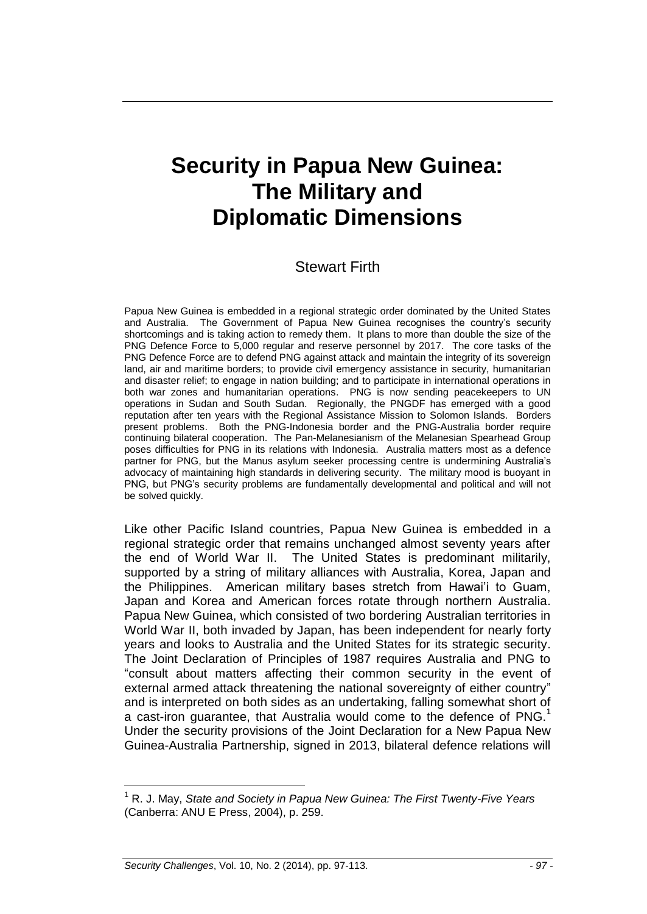# Security in Papua New Guinea: The Military and Diplomatic Dimensions

Stewart Firth

Papua New Guinea is embedded in a regional strategic order dominated by the United States and Australia. The Government of Papua New Guinea recognises the country's security shortcomings and is taking action to remedy them. It plans to more than double the size of the PNG Defence Force to 5,000 regular and reserve personnel by 2017. The core tasks of the PNG Defence Force are to defend PNG against attack and maintain the integrity of its sovereign land, air and maritime borders; to provide civil emergency assistance in security, humanitarian and disaster relief; to engage in nation building; and to participate in international operations in both war zones and humanitarian operations. PNG is now sending peacekeepers to UN operations in Sudan and South Sudan. Regionally, the PNGDF has emerged with a good reputation after ten years with the Regional Assistance Mission to Solomon Islands. Borders present problems. Both the PNG-Indonesia border and the PNG-Australia border require continuing bilateral cooperation. The Pan-Melanesianism of the Melanesian Spearhead Group poses difficulties for PNG in its relations with Indonesia. Australia matters most as a defence partner for PNG, but the Manus asylum seeker processing centre is undermining Australia's advocacy of maintaining high standards in delivering security. The military mood is buoyant in PNG, but PNG's security problems are fundamentally developmental and political and will not be solved quickly.

Like other Pacific Island countries, Papua New Guinea is embedded in a regional strategic order that remains unchanged almost seventy years after the end of World War II. The United States is predominant militarily, supported by a string of military alliances with Australia, Korea, Japan and the Philippines. American military bases stretch from Hawai'i to Guam, Japan and Korea and American forces rotate through northern Australia. Papua New Guinea, which consisted of two bordering Australian territories in World War II, both invaded by Japan, has been independent for nearly forty years and looks to Australia and the United States for its strategic security. The Joint Declaration of Principles of 1987 requires Australia and PNG to "consult about matters affecting their common security in the event of external armed attack threatening the national sovereignty of either country" and is interpreted on both sides as an undertaking, falling somewhat short of a cast-iron guarantee, that Australia would come to the defence of PNG.[1] Under the security provisions of the Joint Declaration for a New Papua New Guinea-Australia Partnership, signed in 2013, bilateral defence relations will

[1] R. J. May, *State and Society in Papua New Guinea: The First Twenty-Five Years* (Canberra: ANU E Press, 2004), p. 259.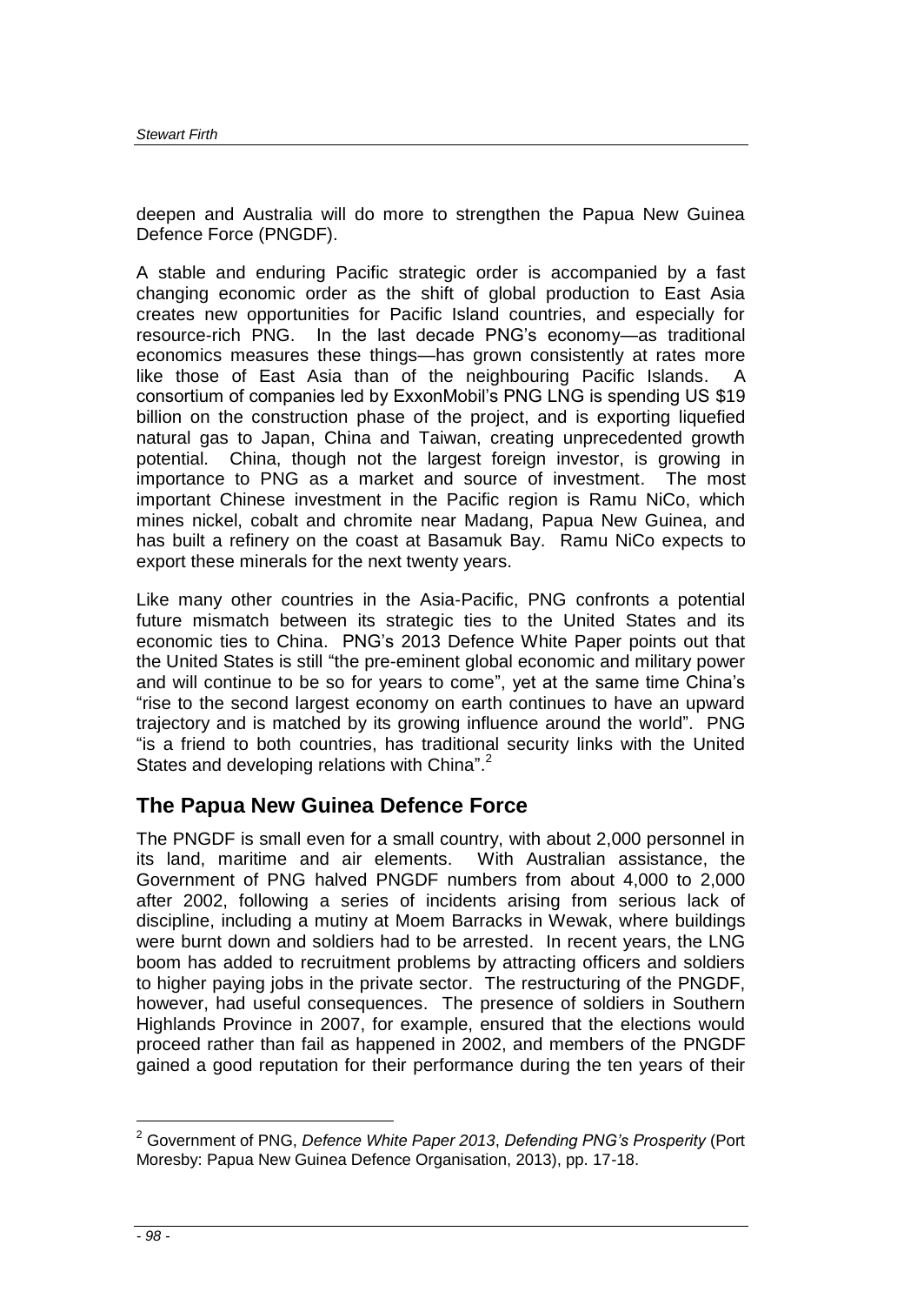deepen and Australia will do more to strengthen the Papua New Guinea Defence Force (PNGDF).

A stable and enduring Pacific strategic order is accompanied by a fast changing economic order as the shift of global production to East Asia creates new opportunities for Pacific Island countries, and especially for resource-rich PNG. In the last decade PNG's economy—as traditional economics measures these things—has grown consistently at rates more like those of East Asia than of the neighbouring Pacific Islands. A consortium of companies led by ExxonMobil's PNG LNG is spending US $19 billion on the construction phase of the project, and is exporting liquefied natural gas to Japan, China and Taiwan, creating unprecedented growth potential. China, though not the largest foreign investor, is growing in importance to PNG as a market and source of investment. The most important Chinese investment in the Pacific region is Ramu NiCo, which mines nickel, cobalt and chromite near Madang, Papua New Guinea, and has built a refinery on the coast at Basamuk Bay. Ramu NiCo expects to export these minerals for the next twenty years.

Like many other countries in the Asia-Pacific, PNG confronts a potential future mismatch between its strategic ties to the United States and its economic ties to China. PNG's 2013 Defence White Paper points out that the United States is still "the pre-eminent global economic and military power and will continue to be so for years to come", yet at the same time China's "rise to the second largest economy on earth continues to have an upward trajectory and is matched by its growing influence around the world". PNG "is a friend to both countries, has traditional security links with the United States and developing relations with China".[2]

## The Papua New Guinea Defence Force

The PNGDF is small even for a small country, with about 2,000 personnel in its land, maritime and air elements. With Australian assistance, the Government of PNG halved PNGDF numbers from about 4,000 to 2,000 after 2002, following a series of incidents arising from serious lack of discipline, including a mutiny at Moem Barracks in Wewak, where buildings were burnt down and soldiers had to be arrested. In recent years, the LNG boom has added to recruitment problems by attracting officers and soldiers to higher paying jobs in the private sector. The restructuring of the PNGDF, however, had useful consequences. The presence of soldiers in Southern Highlands Province in 2007, for example, ensured that the elections would proceed rather than fail as happened in 2002, and members of the PNGDF gained a good reputation for their performance during the ten years of their

---

[2] Government of PNG, *Defence White Paper 2013*, *Defending PNG's Prosperity* (Port Moresby: Papua New Guinea Defence Organisation, 2013), pp. 17-18.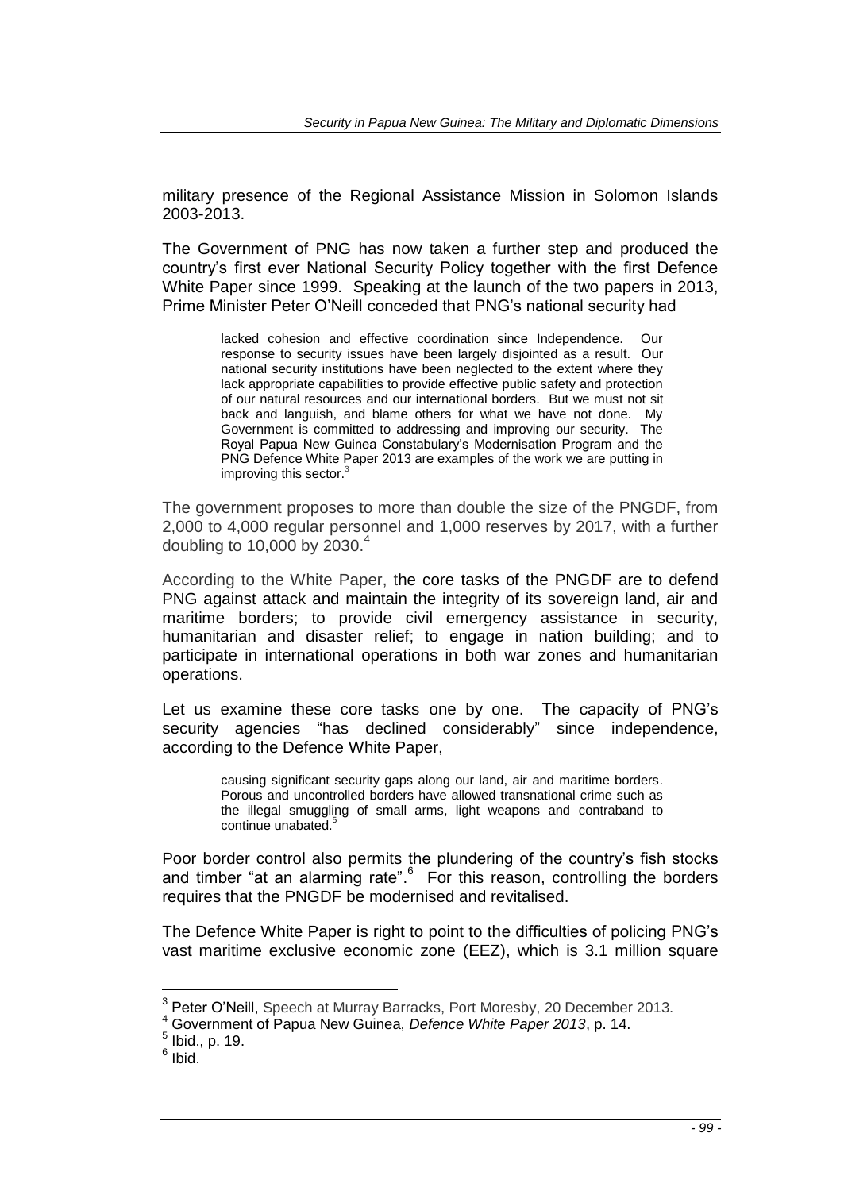military presence of the Regional Assistance Mission in Solomon Islands 2003-2013.

The Government of PNG has now taken a further step and produced the country's first ever National Security Policy together with the first Defence White Paper since 1999. Speaking at the launch of the two papers in 2013, Prime Minister Peter O'Neill conceded that PNG's national security had

> lacked cohesion and effective coordination since Independence. Our response to security issues have been largely disjointed as a result. Our national security institutions have been neglected to the extent where they lack appropriate capabilities to provide effective public safety and protection of our natural resources and our international borders. But we must not sit back and languish, and blame others for what we have not done. My Government is committed to addressing and improving our security. The Royal Papua New Guinea Constabulary's Modernisation Program and the PNG Defence White Paper 2013 are examples of the work we are putting in improving this sector.[3]

The government proposes to more than double the size of the PNGDF, from 2,000 to 4,000 regular personnel and 1,000 reserves by 2017, with a further doubling to 10,000 by 2030.[4]

According to the White Paper, the core tasks of the PNGDF are to defend PNG against attack and maintain the integrity of its sovereign land, air and maritime borders; to provide civil emergency assistance in security, humanitarian and disaster relief; to engage in nation building; and to participate in international operations in both war zones and humanitarian operations.

Let us examine these core tasks one by one. The capacity of PNG's security agencies "has declined considerably" since independence, according to the Defence White Paper,

> causing significant security gaps along our land, air and maritime borders. Porous and uncontrolled borders have allowed transnational crime such as the illegal smuggling of small arms, light weapons and contraband to continue unabated.[5]

Poor border control also permits the plundering of the country's fish stocks and timber "at an alarming rate".[6] For this reason, controlling the borders requires that the PNGDF be modernised and revitalised.

The Defence White Paper is right to point to the difficulties of policing PNG's vast maritime exclusive economic zone (EEZ), which is 3.1 million square

---

[3] Peter O'Neill, Speech at Murray Barracks, Port Moresby, 20 December 2013.

[4] Government of Papua New Guinea, *Defence White Paper 2013*, p. 14.

[5] Ibid., p. 19.

[6] Ibid.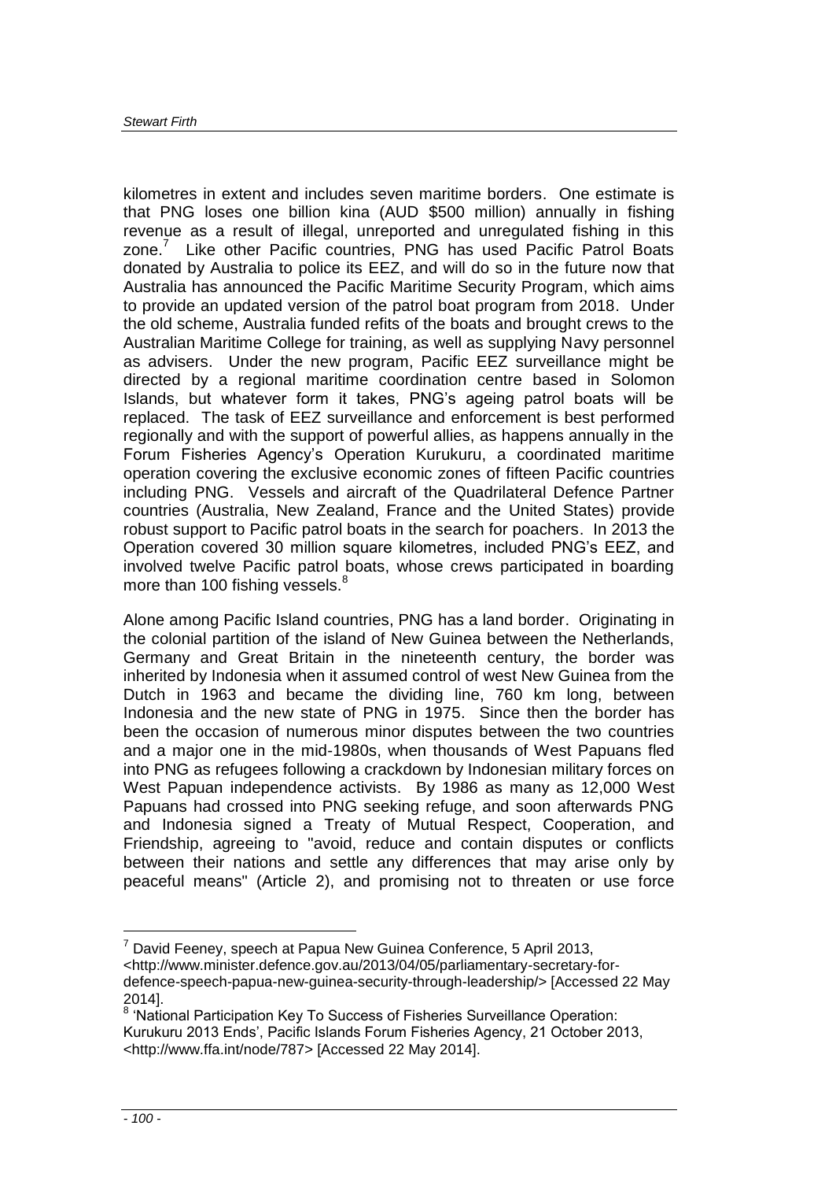kilometres in extent and includes seven maritime borders. One estimate is that PNG loses one billion kina (AUD $500 million) annually in fishing revenue as a result of illegal, unreported and unregulated fishing in this zone.[7] Like other Pacific countries, PNG has used Pacific Patrol Boats donated by Australia to police its EEZ, and will do so in the future now that Australia has announced the Pacific Maritime Security Program, which aims to provide an updated version of the patrol boat program from 2018. Under the old scheme, Australia funded refits of the boats and brought crews to the Australian Maritime College for training, as well as supplying Navy personnel as advisers. Under the new program, Pacific EEZ surveillance might be directed by a regional maritime coordination centre based in Solomon Islands, but whatever form it takes, PNG's ageing patrol boats will be replaced. The task of EEZ surveillance and enforcement is best performed regionally and with the support of powerful allies, as happens annually in the Forum Fisheries Agency's Operation Kurukuru, a coordinated maritime operation covering the exclusive economic zones of fifteen Pacific countries including PNG. Vessels and aircraft of the Quadrilateral Defence Partner countries (Australia, New Zealand, France and the United States) provide robust support to Pacific patrol boats in the search for poachers. In 2013 the Operation covered 30 million square kilometres, included PNG's EEZ, and involved twelve Pacific patrol boats, whose crews participated in boarding more than 100 fishing vessels.[8]

Alone among Pacific Island countries, PNG has a land border. Originating in the colonial partition of the island of New Guinea between the Netherlands, Germany and Great Britain in the nineteenth century, the border was inherited by Indonesia when it assumed control of west New Guinea from the Dutch in 1963 and became the dividing line, 760 km long, between Indonesia and the new state of PNG in 1975. Since then the border has been the occasion of numerous minor disputes between the two countries and a major one in the mid-1980s, when thousands of West Papuans fled into PNG as refugees following a crackdown by Indonesian military forces on West Papuan independence activists. By 1986 as many as 12,000 West Papuans had crossed into PNG seeking refuge, and soon afterwards PNG and Indonesia signed a Treaty of Mutual Respect, Cooperation, and Friendship, agreeing to "avoid, reduce and contain disputes or conflicts between their nations and settle any differences that may arise only by peaceful means" (Article 2), and promising not to threaten or use force

---

[7] David Feeney, speech at Papua New Guinea Conference, 5 April 2013, <http://www.minister.defence.gov.au/2013/04/05/parliamentary-secretary-for-defence-speech-papua-new-guinea-security-through-leadership/> [Accessed 22 May 2014].

[8] 'National Participation Key To Success of Fisheries Surveillance Operation: Kurukuru 2013 Ends', Pacific Islands Forum Fisheries Agency, 21 October 2013, <http://www.ffa.int/node/787> [Accessed 22 May 2014].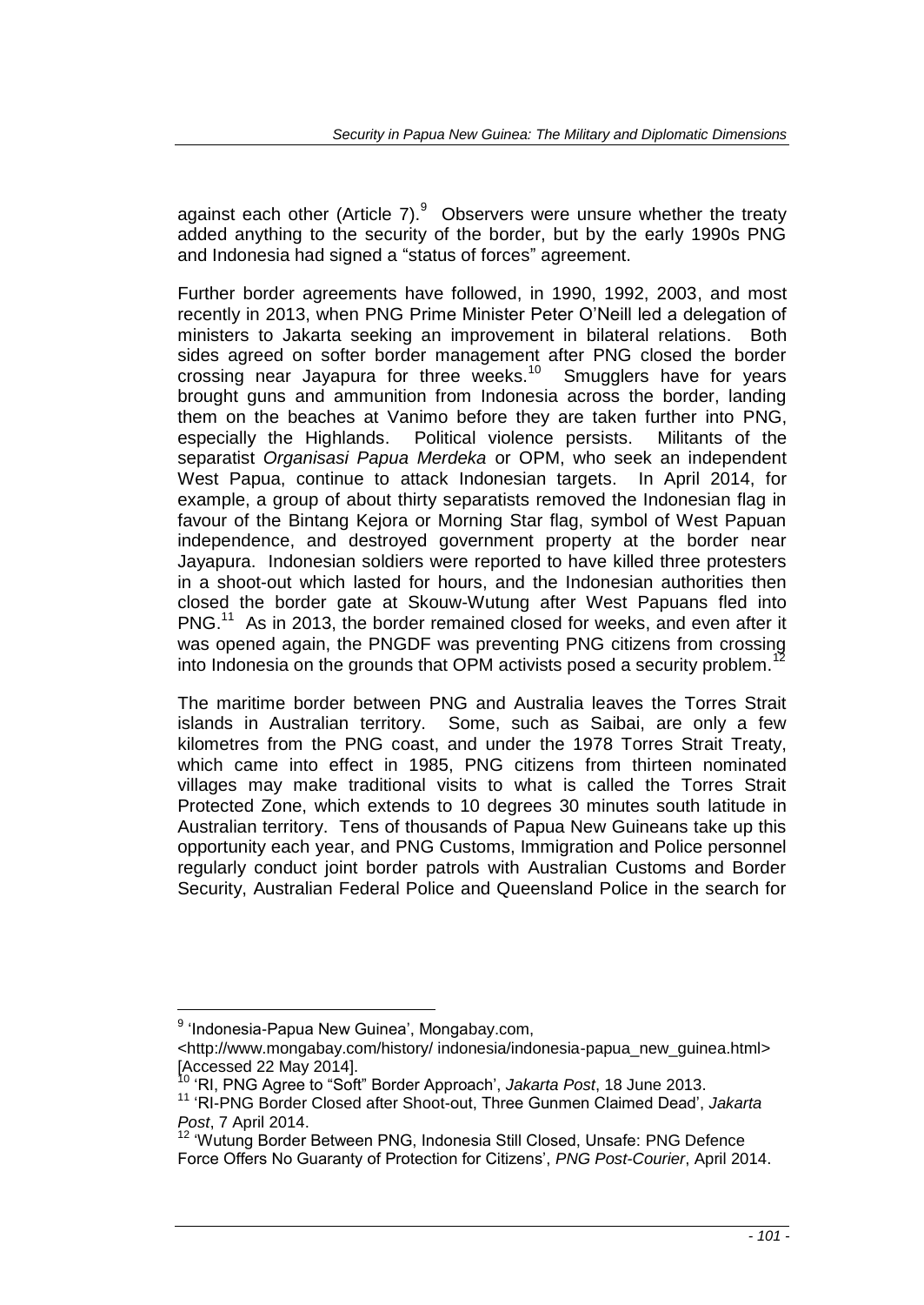against each other (Article 7).[9] Observers were unsure whether the treaty added anything to the security of the border, but by the early 1990s PNG and Indonesia had signed a "status of forces" agreement.

Further border agreements have followed, in 1990, 1992, 2003, and most recently in 2013, when PNG Prime Minister Peter O'Neill led a delegation of ministers to Jakarta seeking an improvement in bilateral relations. Both sides agreed on softer border management after PNG closed the border crossing near Jayapura for three weeks.[10] Smugglers have for years brought guns and ammunition from Indonesia across the border, landing them on the beaches at Vanimo before they are taken further into PNG, especially the Highlands. Political violence persists. Militants of the separatist *Organisasi Papua Merdeka* or OPM, who seek an independent West Papua, continue to attack Indonesian targets. In April 2014, for example, a group of about thirty separatists removed the Indonesian flag in favour of the Bintang Kejora or Morning Star flag, symbol of West Papuan independence, and destroyed government property at the border near Jayapura. Indonesian soldiers were reported to have killed three protesters in a shoot-out which lasted for hours, and the Indonesian authorities then closed the border gate at Skouw-Wutung after West Papuans fled into PNG.[11] As in 2013, the border remained closed for weeks, and even after it was opened again, the PNGDF was preventing PNG citizens from crossing into Indonesia on the grounds that OPM activists posed a security problem.[12]

The maritime border between PNG and Australia leaves the Torres Strait islands in Australian territory. Some, such as Saibai, are only a few kilometres from the PNG coast, and under the 1978 Torres Strait Treaty, which came into effect in 1985, PNG citizens from thirteen nominated villages may make traditional visits to what is called the Torres Strait Protected Zone, which extends to 10 degrees 30 minutes south latitude in Australian territory. Tens of thousands of Papua New Guineans take up this opportunity each year, and PNG Customs, Immigration and Police personnel regularly conduct joint border patrols with Australian Customs and Border Security, Australian Federal Police and Queensland Police in the search for

---

[9] 'Indonesia-Papua New Guinea', Mongabay.com, <http://www.mongabay.com/history/ indonesia/indonesia-papua_new_guinea.html> [Accessed 22 May 2014].

[10] 'RI, PNG Agree to "Soft" Border Approach', *Jakarta Post*, 18 June 2013.

[11] 'RI-PNG Border Closed after Shoot-out, Three Gunmen Claimed Dead', *Jakarta Post*, 7 April 2014.

[12] 'Wutung Border Between PNG, Indonesia Still Closed, Unsafe: PNG Defence Force Offers No Guaranty of Protection for Citizens', *PNG Post-Courier*, April 2014.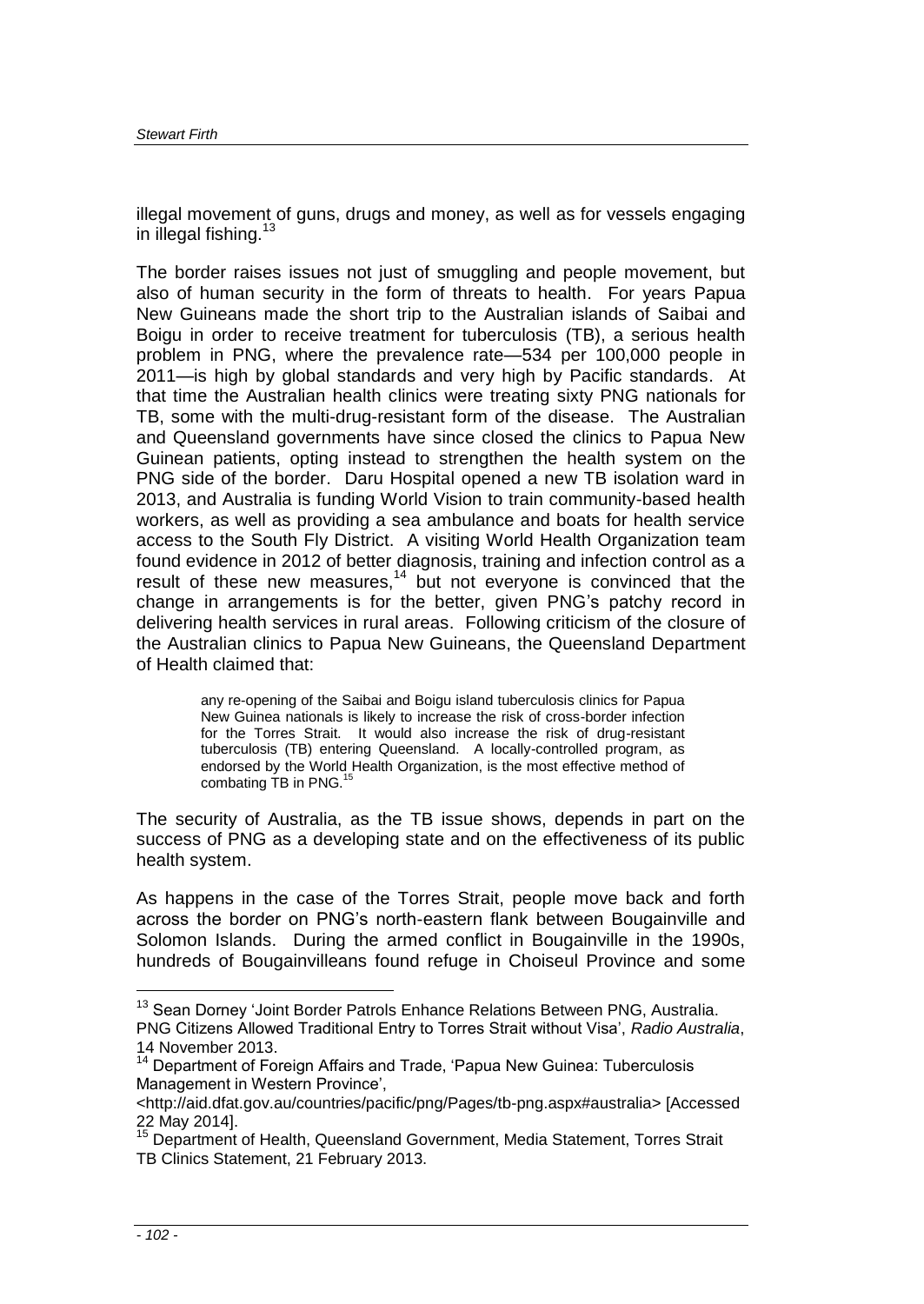illegal movement of guns, drugs and money, as well as for vessels engaging in illegal fishing.[13]

The border raises issues not just of smuggling and people movement, but also of human security in the form of threats to health. For years Papua New Guineans made the short trip to the Australian islands of Saibai and Boigu in order to receive treatment for tuberculosis (TB), a serious health problem in PNG, where the prevalence rate—534 per 100,000 people in 2011—is high by global standards and very high by Pacific standards. At that time the Australian health clinics were treating sixty PNG nationals for TB, some with the multi-drug-resistant form of the disease. The Australian and Queensland governments have since closed the clinics to Papua New Guinean patients, opting instead to strengthen the health system on the PNG side of the border. Daru Hospital opened a new TB isolation ward in 2013, and Australia is funding World Vision to train community-based health workers, as well as providing a sea ambulance and boats for health service access to the South Fly District. A visiting World Health Organization team found evidence in 2012 of better diagnosis, training and infection control as a result of these new measures,[14] but not everyone is convinced that the change in arrangements is for the better, given PNG's patchy record in delivering health services in rural areas. Following criticism of the closure of the Australian clinics to Papua New Guineans, the Queensland Department of Health claimed that:

> any re-opening of the Saibai and Boigu island tuberculosis clinics for Papua New Guinea nationals is likely to increase the risk of cross-border infection for the Torres Strait. It would also increase the risk of drug-resistant tuberculosis (TB) entering Queensland. A locally-controlled program, as endorsed by the World Health Organization, is the most effective method of combating TB in PNG.[15]

The security of Australia, as the TB issue shows, depends in part on the success of PNG as a developing state and on the effectiveness of its public health system.

As happens in the case of the Torres Strait, people move back and forth across the border on PNG's north-eastern flank between Bougainville and Solomon Islands. During the armed conflict in Bougainville in the 1990s, hundreds of Bougainvilleans found refuge in Choiseul Province and some

---

[13] Sean Dorney 'Joint Border Patrols Enhance Relations Between PNG, Australia. PNG Citizens Allowed Traditional Entry to Torres Strait without Visa', *Radio Australia*, 14 November 2013.

[14] Department of Foreign Affairs and Trade, 'Papua New Guinea: Tuberculosis Management in Western Province', <http://aid.dfat.gov.au/countries/pacific/png/Pages/tb-png.aspx#australia> [Accessed 22 May 2014].

[15] Department of Health, Queensland Government, Media Statement, Torres Strait TB Clinics Statement, 21 February 2013.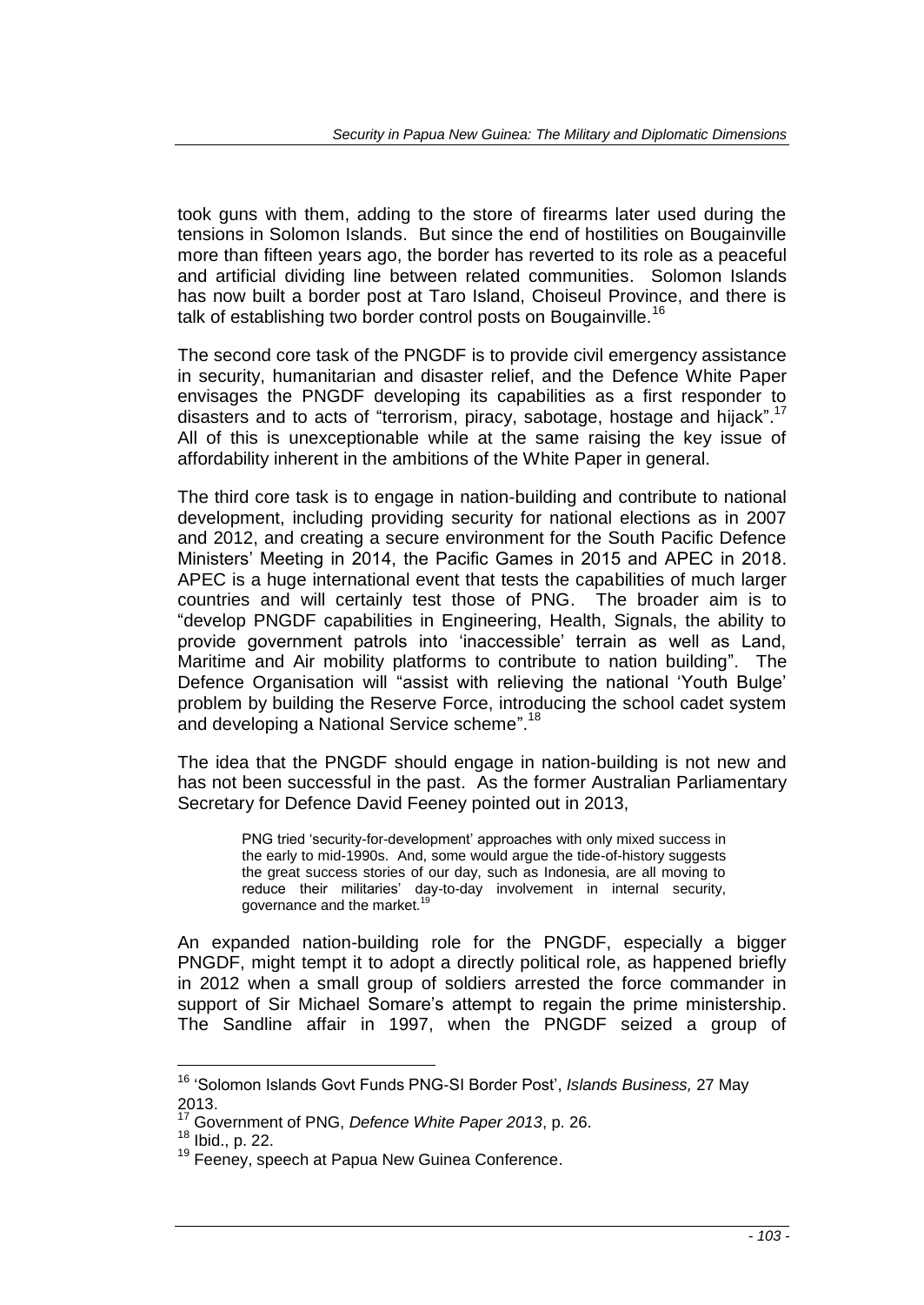took guns with them, adding to the store of firearms later used during the tensions in Solomon Islands. But since the end of hostilities on Bougainville more than fifteen years ago, the border has reverted to its role as a peaceful and artificial dividing line between related communities. Solomon Islands has now built a border post at Taro Island, Choiseul Province, and there is talk of establishing two border control posts on Bougainville.[16]

The second core task of the PNGDF is to provide civil emergency assistance in security, humanitarian and disaster relief, and the Defence White Paper envisages the PNGDF developing its capabilities as a first responder to disasters and to acts of "terrorism, piracy, sabotage, hostage and hijack".[17] All of this is unexceptionable while at the same raising the key issue of affordability inherent in the ambitions of the White Paper in general.

The third core task is to engage in nation-building and contribute to national development, including providing security for national elections as in 2007 and 2012, and creating a secure environment for the South Pacific Defence Ministers' Meeting in 2014, the Pacific Games in 2015 and APEC in 2018. APEC is a huge international event that tests the capabilities of much larger countries and will certainly test those of PNG. The broader aim is to "develop PNGDF capabilities in Engineering, Health, Signals, the ability to provide government patrols into 'inaccessible' terrain as well as Land, Maritime and Air mobility platforms to contribute to nation building". The Defence Organisation will "assist with relieving the national 'Youth Bulge' problem by building the Reserve Force, introducing the school cadet system and developing a National Service scheme".[18]

The idea that the PNGDF should engage in nation-building is not new and has not been successful in the past. As the former Australian Parliamentary Secretary for Defence David Feeney pointed out in 2013,

> PNG tried 'security-for-development' approaches with only mixed success in the early to mid-1990s. And, some would argue the tide-of-history suggests the great success stories of our day, such as Indonesia, are all moving to reduce their militaries' day-to-day involvement in internal security, governance and the market.[19]

An expanded nation-building role for the PNGDF, especially a bigger PNGDF, might tempt it to adopt a directly political role, as happened briefly in 2012 when a small group of soldiers arrested the force commander in support of Sir Michael Somare's attempt to regain the prime ministership. The Sandline affair in 1997, when the PNGDF seized a group of

---

[16] 'Solomon Islands Govt Funds PNG-SI Border Post', *Islands Business,* 27 May 2013.

[17] Government of PNG, *Defence White Paper 2013*, p. 26.

[18] Ibid., p. 22.

[19] Feeney, speech at Papua New Guinea Conference.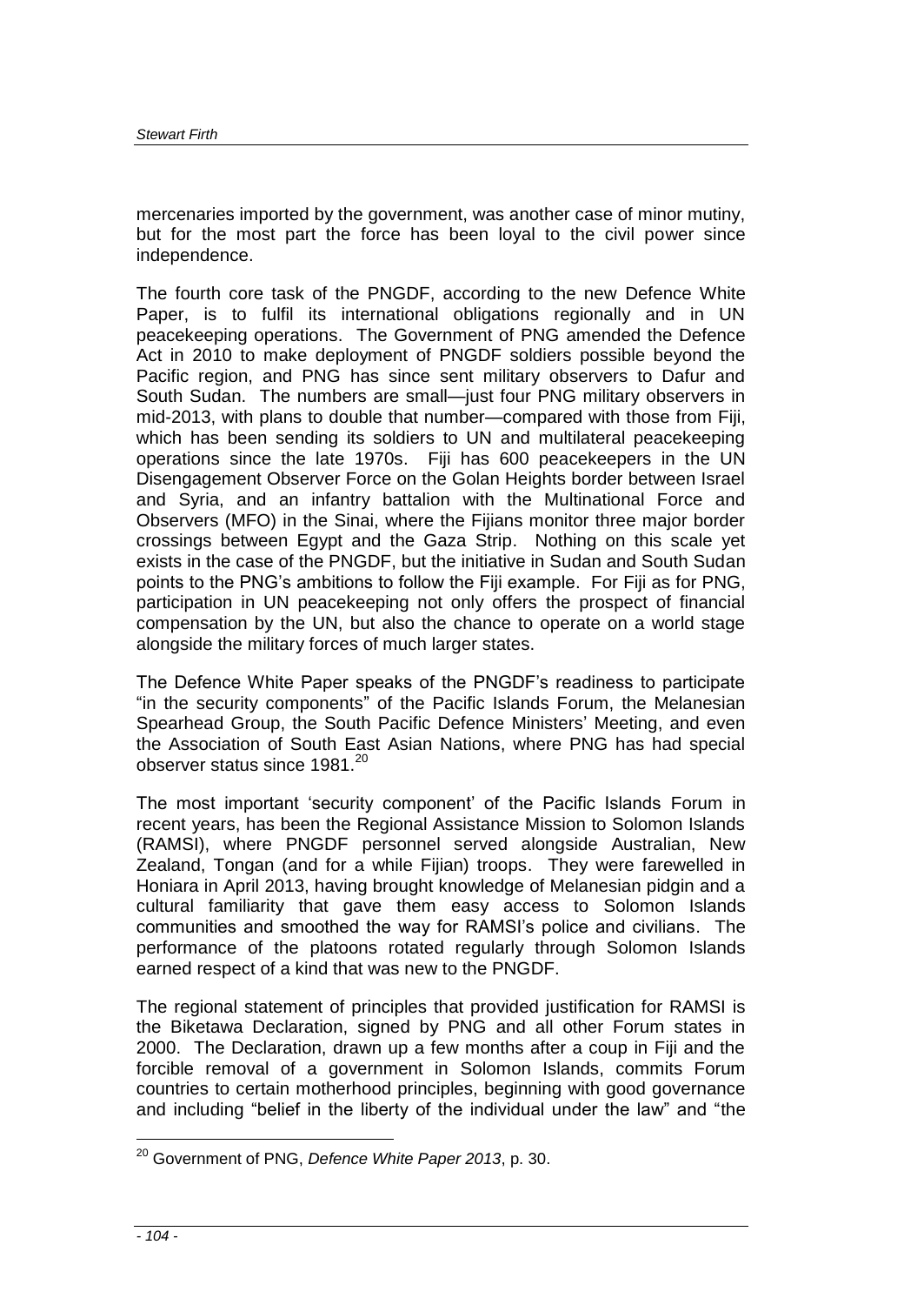mercenaries imported by the government, was another case of minor mutiny, but for the most part the force has been loyal to the civil power since independence.

The fourth core task of the PNGDF, according to the new Defence White Paper, is to fulfil its international obligations regionally and in UN peacekeeping operations. The Government of PNG amended the Defence Act in 2010 to make deployment of PNGDF soldiers possible beyond the Pacific region, and PNG has since sent military observers to Dafur and South Sudan. The numbers are small—just four PNG military observers in mid-2013, with plans to double that number—compared with those from Fiji, which has been sending its soldiers to UN and multilateral peacekeeping operations since the late 1970s. Fiji has 600 peacekeepers in the UN Disengagement Observer Force on the Golan Heights border between Israel and Syria, and an infantry battalion with the Multinational Force and Observers (MFO) in the Sinai, where the Fijians monitor three major border crossings between Egypt and the Gaza Strip. Nothing on this scale yet exists in the case of the PNGDF, but the initiative in Sudan and South Sudan points to the PNG's ambitions to follow the Fiji example. For Fiji as for PNG, participation in UN peacekeeping not only offers the prospect of financial compensation by the UN, but also the chance to operate on a world stage alongside the military forces of much larger states.

The Defence White Paper speaks of the PNGDF's readiness to participate "in the security components" of the Pacific Islands Forum, the Melanesian Spearhead Group, the South Pacific Defence Ministers' Meeting, and even the Association of South East Asian Nations, where PNG has had special observer status since 1981.[20]

The most important 'security component' of the Pacific Islands Forum in recent years, has been the Regional Assistance Mission to Solomon Islands (RAMSI), where PNGDF personnel served alongside Australian, New Zealand, Tongan (and for a while Fijian) troops. They were farewelled in Honiara in April 2013, having brought knowledge of Melanesian pidgin and a cultural familiarity that gave them easy access to Solomon Islands communities and smoothed the way for RAMSI's police and civilians. The performance of the platoons rotated regularly through Solomon Islands earned respect of a kind that was new to the PNGDF.

The regional statement of principles that provided justification for RAMSI is the Biketawa Declaration, signed by PNG and all other Forum states in 2000. The Declaration, drawn up a few months after a coup in Fiji and the forcible removal of a government in Solomon Islands, commits Forum countries to certain motherhood principles, beginning with good governance and including "belief in the liberty of the individual under the law" and "the

---

[20] Government of PNG, *Defence White Paper 2013*, p. 30.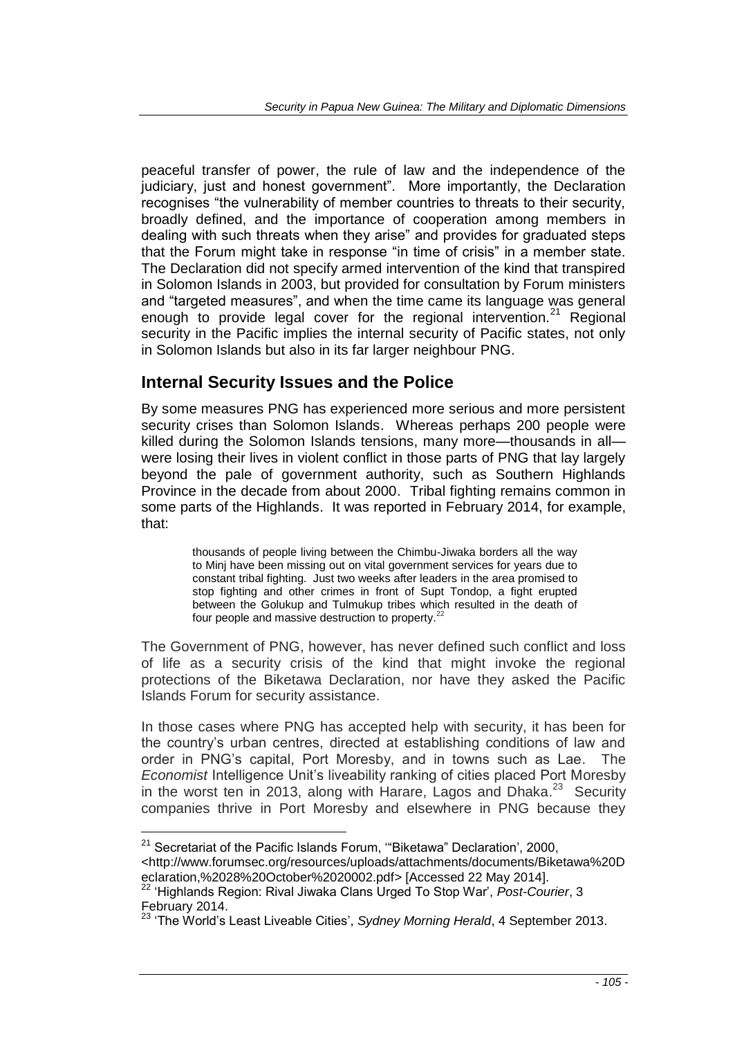peaceful transfer of power, the rule of law and the independence of the judiciary, just and honest government". More importantly, the Declaration recognises "the vulnerability of member countries to threats to their security, broadly defined, and the importance of cooperation among members in dealing with such threats when they arise" and provides for graduated steps that the Forum might take in response "in time of crisis" in a member state. The Declaration did not specify armed intervention of the kind that transpired in Solomon Islands in 2003, but provided for consultation by Forum ministers and "targeted measures", and when the time came its language was general enough to provide legal cover for the regional intervention.[21] Regional security in the Pacific implies the internal security of Pacific states, not only in Solomon Islands but also in its far larger neighbour PNG.

## Internal Security Issues and the Police

By some measures PNG has experienced more serious and more persistent security crises than Solomon Islands. Whereas perhaps 200 people were killed during the Solomon Islands tensions, many more—thousands in all—were losing their lives in violent conflict in those parts of PNG that lay largely beyond the pale of government authority, such as Southern Highlands Province in the decade from about 2000. Tribal fighting remains common in some parts of the Highlands. It was reported in February 2014, for example, that:

> thousands of people living between the Chimbu-Jiwaka borders all the way to Minj have been missing out on vital government services for years due to constant tribal fighting. Just two weeks after leaders in the area promised to stop fighting and other crimes in front of Supt Tondop, a fight erupted between the Golukup and Tulmukup tribes which resulted in the death of four people and massive destruction to property.[22]

The Government of PNG, however, has never defined such conflict and loss of life as a security crisis of the kind that might invoke the regional protections of the Biketawa Declaration, nor have they asked the Pacific Islands Forum for security assistance.

In those cases where PNG has accepted help with security, it has been for the country's urban centres, directed at establishing conditions of law and order in PNG's capital, Port Moresby, and in towns such as Lae. The *Economist* Intelligence Unit's liveability ranking of cities placed Port Moresby in the worst ten in 2013, along with Harare, Lagos and Dhaka.[23] Security companies thrive in Port Moresby and elsewhere in PNG because they

---

[21] Secretariat of the Pacific Islands Forum, '"Biketawa" Declaration', 2000, <http://www.forumsec.org/resources/uploads/attachments/documents/Biketawa%20Declaration,%2028%20October%2020002.pdf> [Accessed 22 May 2014].

[22] 'Highlands Region: Rival Jiwaka Clans Urged To Stop War', *Post-Courier*, 3 February 2014.

[23] 'The World's Least Liveable Cities', *Sydney Morning Herald*, 4 September 2013.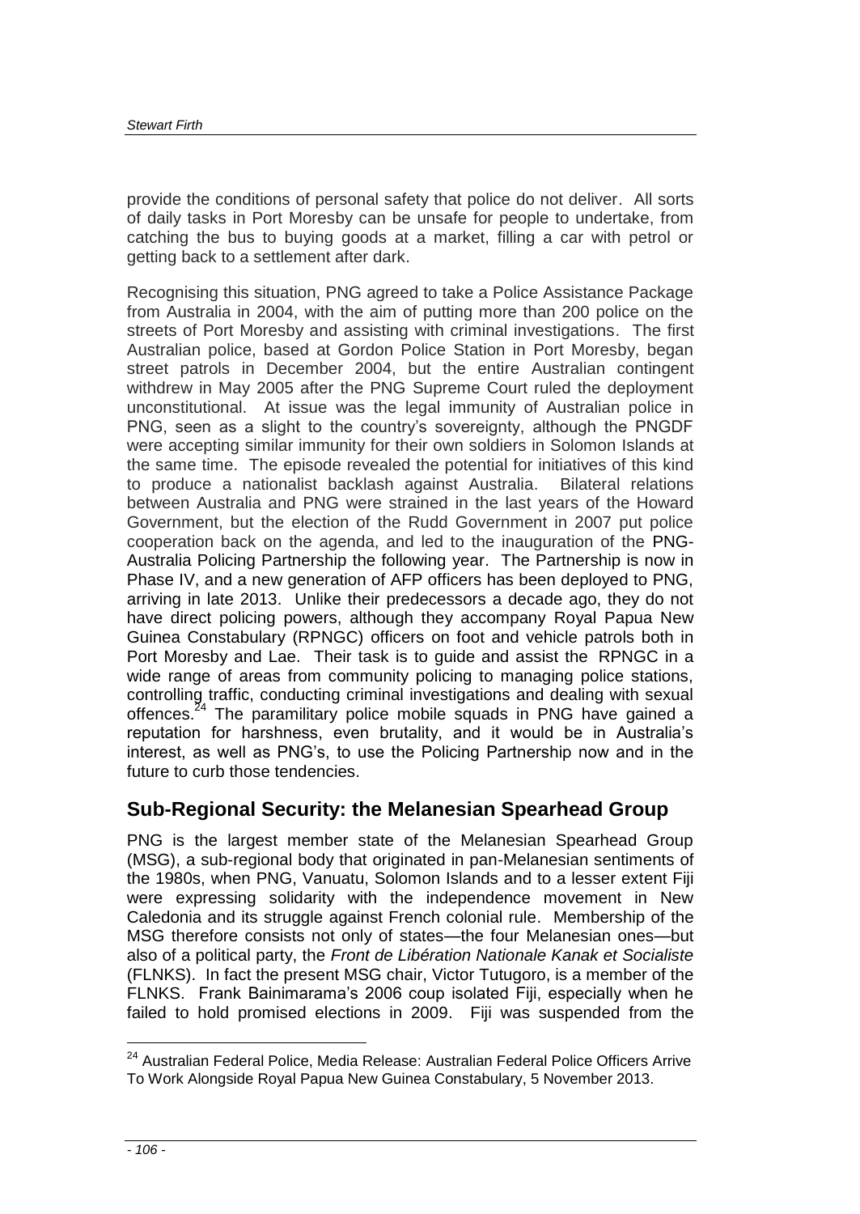provide the conditions of personal safety that police do not deliver. All sorts of daily tasks in Port Moresby can be unsafe for people to undertake, from catching the bus to buying goods at a market, filling a car with petrol or getting back to a settlement after dark.

Recognising this situation, PNG agreed to take a Police Assistance Package from Australia in 2004, with the aim of putting more than 200 police on the streets of Port Moresby and assisting with criminal investigations. The first Australian police, based at Gordon Police Station in Port Moresby, began street patrols in December 2004, but the entire Australian contingent withdrew in May 2005 after the PNG Supreme Court ruled the deployment unconstitutional. At issue was the legal immunity of Australian police in PNG, seen as a slight to the country's sovereignty, although the PNGDF were accepting similar immunity for their own soldiers in Solomon Islands at the same time. The episode revealed the potential for initiatives of this kind to produce a nationalist backlash against Australia. Bilateral relations between Australia and PNG were strained in the last years of the Howard Government, but the election of the Rudd Government in 2007 put police cooperation back on the agenda, and led to the inauguration of the PNG-Australia Policing Partnership the following year. The Partnership is now in Phase IV, and a new generation of AFP officers has been deployed to PNG, arriving in late 2013. Unlike their predecessors a decade ago, they do not have direct policing powers, although they accompany Royal Papua New Guinea Constabulary (RPNGC) officers on foot and vehicle patrols both in Port Moresby and Lae. Their task is to guide and assist the RPNGC in a wide range of areas from community policing to managing police stations, controlling traffic, conducting criminal investigations and dealing with sexual offences.[24] The paramilitary police mobile squads in PNG have gained a reputation for harshness, even brutality, and it would be in Australia's interest, as well as PNG's, to use the Policing Partnership now and in the future to curb those tendencies.

## Sub-Regional Security: the Melanesian Spearhead Group

PNG is the largest member state of the Melanesian Spearhead Group (MSG), a sub-regional body that originated in pan-Melanesian sentiments of the 1980s, when PNG, Vanuatu, Solomon Islands and to a lesser extent Fiji were expressing solidarity with the independence movement in New Caledonia and its struggle against French colonial rule. Membership of the MSG therefore consists not only of states—the four Melanesian ones—but also of a political party, the *Front de Libération Nationale Kanak et Socialiste* (FLNKS). In fact the present MSG chair, Victor Tutugoro, is a member of the FLNKS. Frank Bainimarama's 2006 coup isolated Fiji, especially when he failed to hold promised elections in 2009. Fiji was suspended from the

---

[24] Australian Federal Police, Media Release: Australian Federal Police Officers Arrive To Work Alongside Royal Papua New Guinea Constabulary, 5 November 2013.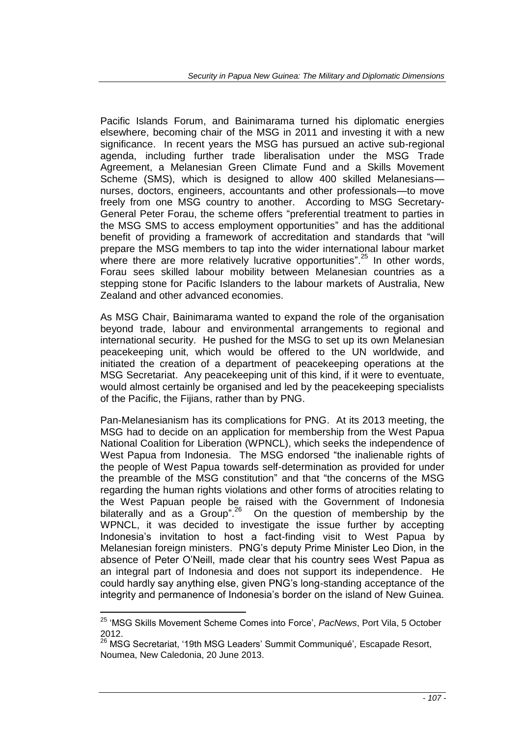Pacific Islands Forum, and Bainimarama turned his diplomatic energies elsewhere, becoming chair of the MSG in 2011 and investing it with a new significance. In recent years the MSG has pursued an active sub-regional agenda, including further trade liberalisation under the MSG Trade Agreement, a Melanesian Green Climate Fund and a Skills Movement Scheme (SMS), which is designed to allow 400 skilled Melanesians—nurses, doctors, engineers, accountants and other professionals—to move freely from one MSG country to another. According to MSG Secretary-General Peter Forau, the scheme offers "preferential treatment to parties in the MSG SMS to access employment opportunities" and has the additional benefit of providing a framework of accreditation and standards that "will prepare the MSG members to tap into the wider international labour market where there are more relatively lucrative opportunities".[25] In other words, Forau sees skilled labour mobility between Melanesian countries as a stepping stone for Pacific Islanders to the labour markets of Australia, New Zealand and other advanced economies.

As MSG Chair, Bainimarama wanted to expand the role of the organisation beyond trade, labour and environmental arrangements to regional and international security. He pushed for the MSG to set up its own Melanesian peacekeeping unit, which would be offered to the UN worldwide, and initiated the creation of a department of peacekeeping operations at the MSG Secretariat. Any peacekeeping unit of this kind, if it were to eventuate, would almost certainly be organised and led by the peacekeeping specialists of the Pacific, the Fijians, rather than by PNG.

Pan-Melanesianism has its complications for PNG. At its 2013 meeting, the MSG had to decide on an application for membership from the West Papua National Coalition for Liberation (WPNCL), which seeks the independence of West Papua from Indonesia. The MSG endorsed "the inalienable rights of the people of West Papua towards self-determination as provided for under the preamble of the MSG constitution" and that "the concerns of the MSG regarding the human rights violations and other forms of atrocities relating to the West Papuan people be raised with the Government of Indonesia bilaterally and as a Group".[26] On the question of membership by the WPNCL, it was decided to investigate the issue further by accepting Indonesia's invitation to host a fact-finding visit to West Papua by Melanesian foreign ministers. PNG's deputy Prime Minister Leo Dion, in the absence of Peter O'Neill, made clear that his country sees West Papua as an integral part of Indonesia and does not support its independence. He could hardly say anything else, given PNG's long-standing acceptance of the integrity and permanence of Indonesia's border on the island of New Guinea.

---

[25] 'MSG Skills Movement Scheme Comes into Force', *PacNews*, Port Vila, 5 October 2012.

[26] MSG Secretariat, '19th MSG Leaders' Summit Communiqué', Escapade Resort, Noumea, New Caledonia, 20 June 2013.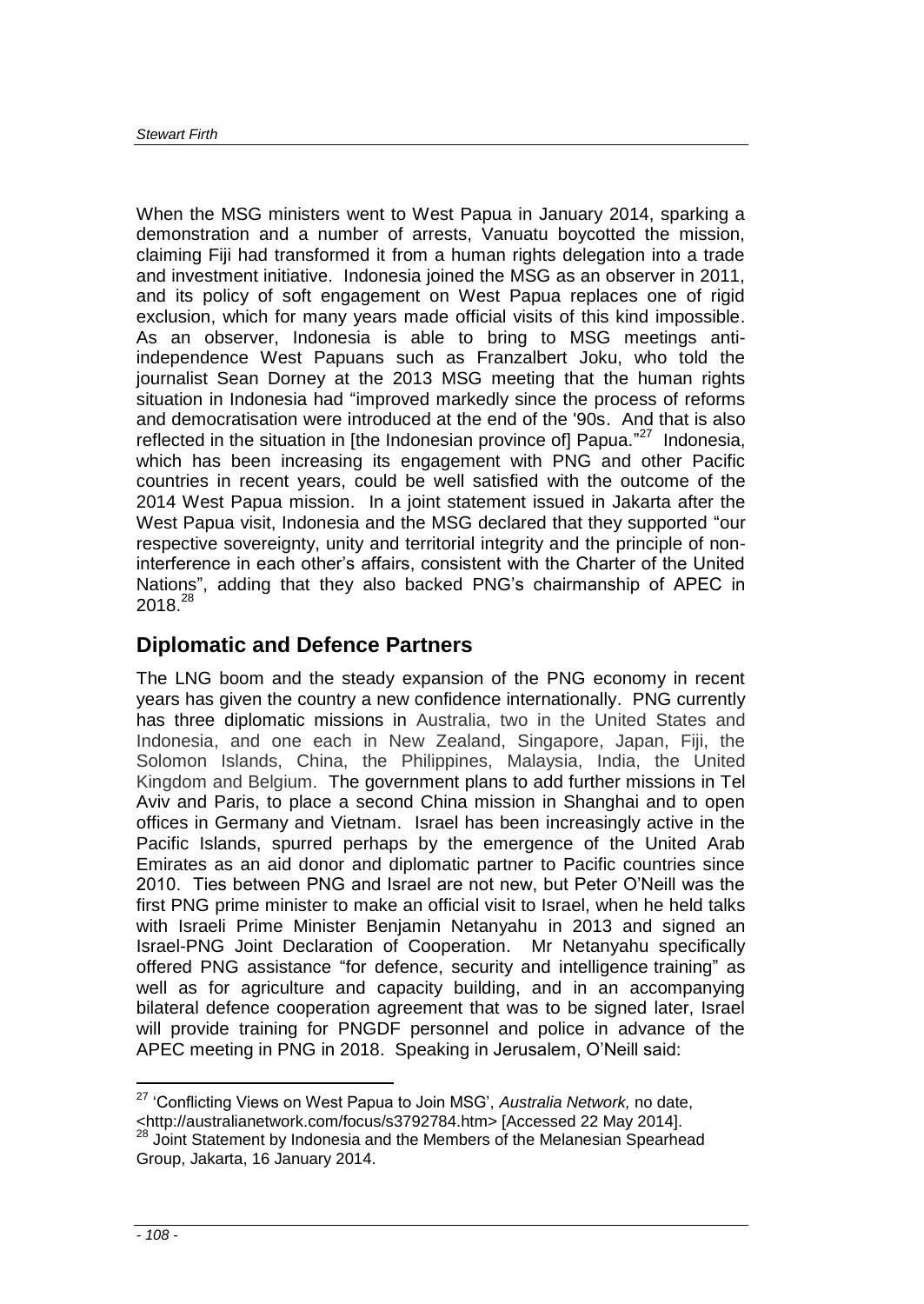When the MSG ministers went to West Papua in January 2014, sparking a demonstration and a number of arrests, Vanuatu boycotted the mission, claiming Fiji had transformed it from a human rights delegation into a trade and investment initiative. Indonesia joined the MSG as an observer in 2011, and its policy of soft engagement on West Papua replaces one of rigid exclusion, which for many years made official visits of this kind impossible. As an observer, Indonesia is able to bring to MSG meetings anti-independence West Papuans such as Franzalbert Joku, who told the journalist Sean Dorney at the 2013 MSG meeting that the human rights situation in Indonesia had "improved markedly since the process of reforms and democratisation were introduced at the end of the '90s. And that is also reflected in the situation in [the Indonesian province of] Papua."[27] Indonesia, which has been increasing its engagement with PNG and other Pacific countries in recent years, could be well satisfied with the outcome of the 2014 West Papua mission. In a joint statement issued in Jakarta after the West Papua visit, Indonesia and the MSG declared that they supported "our respective sovereignty, unity and territorial integrity and the principle of non-interference in each other's affairs, consistent with the Charter of the United Nations", adding that they also backed PNG's chairmanship of APEC in 2018.[28]

## Diplomatic and Defence Partners

The LNG boom and the steady expansion of the PNG economy in recent years has given the country a new confidence internationally. PNG currently has three diplomatic missions in Australia, two in the United States and Indonesia, and one each in New Zealand, Singapore, Japan, Fiji, the Solomon Islands, China, the Philippines, Malaysia, India, the United Kingdom and Belgium. The government plans to add further missions in Tel Aviv and Paris, to place a second China mission in Shanghai and to open offices in Germany and Vietnam. Israel has been increasingly active in the Pacific Islands, spurred perhaps by the emergence of the United Arab Emirates as an aid donor and diplomatic partner to Pacific countries since 2010. Ties between PNG and Israel are not new, but Peter O'Neill was the first PNG prime minister to make an official visit to Israel, when he held talks with Israeli Prime Minister Benjamin Netanyahu in 2013 and signed an Israel-PNG Joint Declaration of Cooperation. Mr Netanyahu specifically offered PNG assistance "for defence, security and intelligence training" as well as for agriculture and capacity building, and in an accompanying bilateral defence cooperation agreement that was to be signed later, Israel will provide training for PNGDF personnel and police in advance of the APEC meeting in PNG in 2018. Speaking in Jerusalem, O'Neill said:

---

[27] 'Conflicting Views on West Papua to Join MSG', *Australia Network,* no date, <http://australianetwork.com/focus/s3792784.htm> [Accessed 22 May 2014].

[28] Joint Statement by Indonesia and the Members of the Melanesian Spearhead Group, Jakarta, 16 January 2014.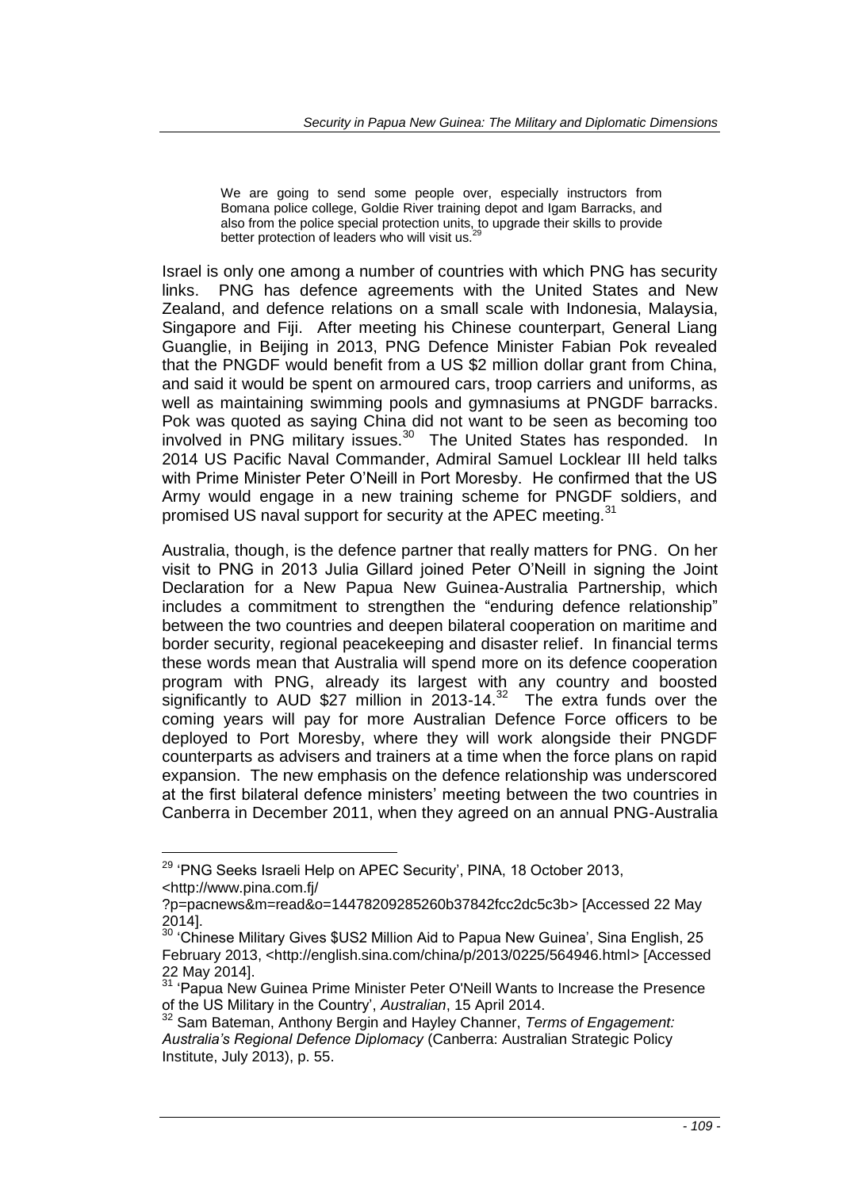> We are going to send some people over, especially instructors from Bomana police college, Goldie River training depot and Igam Barracks, and also from the police special protection units, to upgrade their skills to provide better protection of leaders who will visit us.[29]

Israel is only one among a number of countries with which PNG has security links. PNG has defence agreements with the United States and New Zealand, and defence relations on a small scale with Indonesia, Malaysia, Singapore and Fiji. After meeting his Chinese counterpart, General Liang Guanglie, in Beijing in 2013, PNG Defence Minister Fabian Pok revealed that the PNGDF would benefit from a US $2 million dollar grant from China, and said it would be spent on armoured cars, troop carriers and uniforms, as well as maintaining swimming pools and gymnasiums at PNGDF barracks. Pok was quoted as saying China did not want to be seen as becoming too involved in PNG military issues.[30] The United States has responded. In 2014 US Pacific Naval Commander, Admiral Samuel Locklear III held talks with Prime Minister Peter O'Neill in Port Moresby. He confirmed that the US Army would engage in a new training scheme for PNGDF soldiers, and promised US naval support for security at the APEC meeting.[31]

Australia, though, is the defence partner that really matters for PNG. On her visit to PNG in 2013 Julia Gillard joined Peter O'Neill in signing the Joint Declaration for a New Papua New Guinea-Australia Partnership, which includes a commitment to strengthen the "enduring defence relationship" between the two countries and deepen bilateral cooperation on maritime and border security, regional peacekeeping and disaster relief. In financial terms these words mean that Australia will spend more on its defence cooperation program with PNG, already its largest with any country and boosted significantly to AUD $27 million in 2013-14.[32] The extra funds over the coming years will pay for more Australian Defence Force officers to be deployed to Port Moresby, where they will work alongside their PNGDF counterparts as advisers and trainers at a time when the force plans on rapid expansion. The new emphasis on the defence relationship was underscored at the first bilateral defence ministers' meeting between the two countries in Canberra in December 2011, when they agreed on an annual PNG-Australia

---

[29] 'PNG Seeks Israeli Help on APEC Security', PINA, 18 October 2013, <http://www.pina.com.fj/?p=pacnews&m=read&o=14478209285260b37842fcc2dc5c3b> [Accessed 22 May 2014].

[30] 'Chinese Military Gives $US2 Million Aid to Papua New Guinea', Sina English, 25 February 2013, <http://english.sina.com/china/p/2013/0225/564946.html> [Accessed 22 May 2014].

[31] 'Papua New Guinea Prime Minister Peter O'Neill Wants to Increase the Presence of the US Military in the Country', *Australian*, 15 April 2014.

[32] Sam Bateman, Anthony Bergin and Hayley Channer, *Terms of Engagement: Australia's Regional Defence Diplomacy* (Canberra: Australian Strategic Policy Institute, July 2013), p. 55.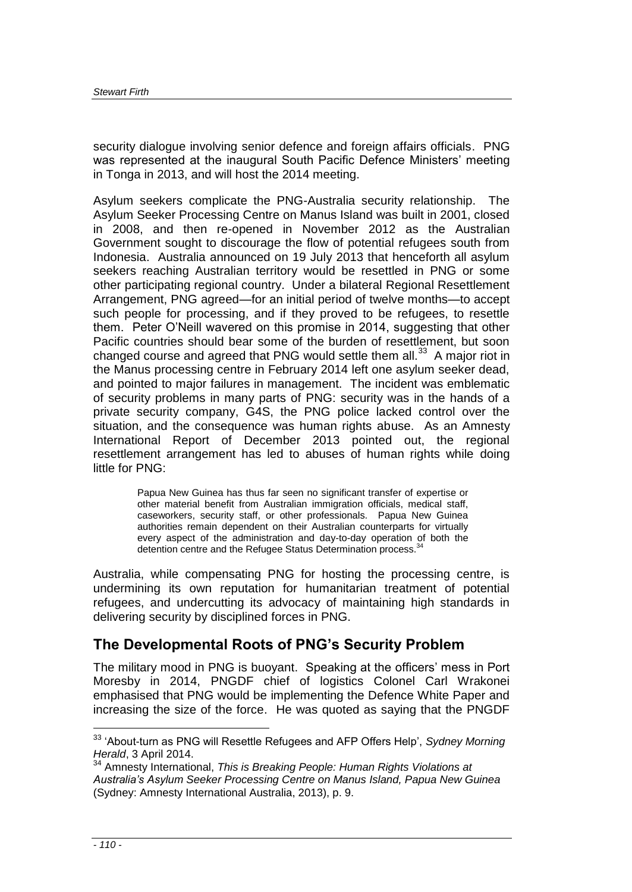security dialogue involving senior defence and foreign affairs officials. PNG was represented at the inaugural South Pacific Defence Ministers' meeting in Tonga in 2013, and will host the 2014 meeting.

Asylum seekers complicate the PNG-Australia security relationship. The Asylum Seeker Processing Centre on Manus Island was built in 2001, closed in 2008, and then re-opened in November 2012 as the Australian Government sought to discourage the flow of potential refugees south from Indonesia. Australia announced on 19 July 2013 that henceforth all asylum seekers reaching Australian territory would be resettled in PNG or some other participating regional country. Under a bilateral Regional Resettlement Arrangement, PNG agreed—for an initial period of twelve months—to accept such people for processing, and if they proved to be refugees, to resettle them. Peter O'Neill wavered on this promise in 2014, suggesting that other Pacific countries should bear some of the burden of resettlement, but soon changed course and agreed that PNG would settle them all.[33] A major riot in the Manus processing centre in February 2014 left one asylum seeker dead, and pointed to major failures in management. The incident was emblematic of security problems in many parts of PNG: security was in the hands of a private security company, G4S, the PNG police lacked control over the situation, and the consequence was human rights abuse. As an Amnesty International Report of December 2013 pointed out, the regional resettlement arrangement has led to abuses of human rights while doing little for PNG:

> Papua New Guinea has thus far seen no significant transfer of expertise or other material benefit from Australian immigration officials, medical staff, caseworkers, security staff, or other professionals. Papua New Guinea authorities remain dependent on their Australian counterparts for virtually every aspect of the administration and day-to-day operation of both the detention centre and the Refugee Status Determination process.[34]

Australia, while compensating PNG for hosting the processing centre, is undermining its own reputation for humanitarian treatment of potential refugees, and undercutting its advocacy of maintaining high standards in delivering security by disciplined forces in PNG.

## The Developmental Roots of PNG's Security Problem

The military mood in PNG is buoyant. Speaking at the officers' mess in Port Moresby in 2014, PNGDF chief of logistics Colonel Carl Wrakonei emphasised that PNG would be implementing the Defence White Paper and increasing the size of the force. He was quoted as saying that the PNGDF

---

[33] 'About-turn as PNG will Resettle Refugees and AFP Offers Help', *Sydney Morning Herald*, 3 April 2014.

[34] Amnesty International, *This is Breaking People: Human Rights Violations at Australia's Asylum Seeker Processing Centre on Manus Island, Papua New Guinea* (Sydney: Amnesty International Australia, 2013), p. 9.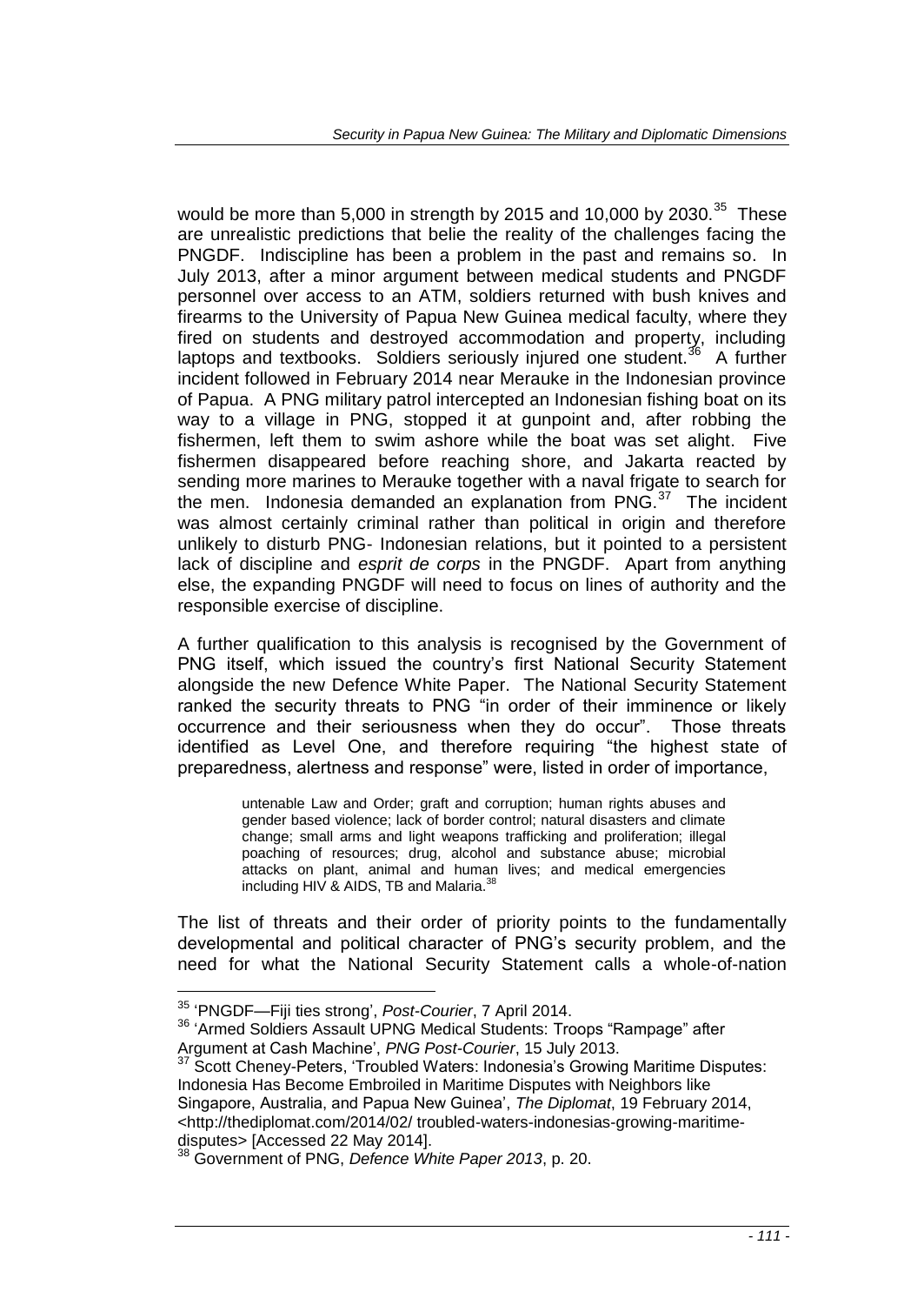would be more than 5,000 in strength by 2015 and 10,000 by 2030.[35] These are unrealistic predictions that belie the reality of the challenges facing the PNGDF. Indiscipline has been a problem in the past and remains so. In July 2013, after a minor argument between medical students and PNGDF personnel over access to an ATM, soldiers returned with bush knives and firearms to the University of Papua New Guinea medical faculty, where they fired on students and destroyed accommodation and property, including laptops and textbooks. Soldiers seriously injured one student.[36] A further incident followed in February 2014 near Merauke in the Indonesian province of Papua. A PNG military patrol intercepted an Indonesian fishing boat on its way to a village in PNG, stopped it at gunpoint and, after robbing the fishermen, left them to swim ashore while the boat was set alight. Five fishermen disappeared before reaching shore, and Jakarta reacted by sending more marines to Merauke together with a naval frigate to search for the men. Indonesia demanded an explanation from PNG.[37] The incident was almost certainly criminal rather than political in origin and therefore unlikely to disturb PNG- Indonesian relations, but it pointed to a persistent lack of discipline and *esprit de corps* in the PNGDF. Apart from anything else, the expanding PNGDF will need to focus on lines of authority and the responsible exercise of discipline.

A further qualification to this analysis is recognised by the Government of PNG itself, which issued the country's first National Security Statement alongside the new Defence White Paper. The National Security Statement ranked the security threats to PNG "in order of their imminence or likely occurrence and their seriousness when they do occur". Those threats identified as Level One, and therefore requiring "the highest state of preparedness, alertness and response" were, listed in order of importance,

> untenable Law and Order; graft and corruption; human rights abuses and gender based violence; lack of border control; natural disasters and climate change; small arms and light weapons trafficking and proliferation; illegal poaching of resources; drug, alcohol and substance abuse; microbial attacks on plant, animal and human lives; and medical emergencies including HIV & AIDS, TB and Malaria.[38]

The list of threats and their order of priority points to the fundamentally developmental and political character of PNG's security problem, and the need for what the National Security Statement calls a whole-of-nation

---

[35] 'PNGDF—Fiji ties strong', *Post-Courier*, 7 April 2014.

[36] 'Armed Soldiers Assault UPNG Medical Students: Troops "Rampage" after Argument at Cash Machine', *PNG Post-Courier*, 15 July 2013.

[37] Scott Cheney-Peters, 'Troubled Waters: Indonesia's Growing Maritime Disputes: Indonesia Has Become Embroiled in Maritime Disputes with Neighbors like Singapore, Australia, and Papua New Guinea', *The Diplomat*, 19 February 2014, <http://thediplomat.com/2014/02/ troubled-waters-indonesias-growing-maritime-disputes> [Accessed 22 May 2014].

[38] Government of PNG, *Defence White Paper 2013*, p. 20.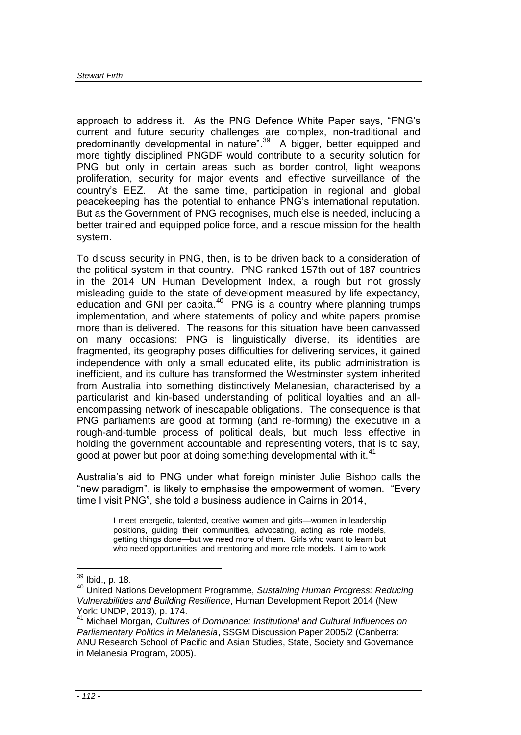approach to address it. As the PNG Defence White Paper says, "PNG's current and future security challenges are complex, non-traditional and predominantly developmental in nature".[39] A bigger, better equipped and more tightly disciplined PNGDF would contribute to a security solution for PNG but only in certain areas such as border control, light weapons proliferation, security for major events and effective surveillance of the country's EEZ. At the same time, participation in regional and global peacekeeping has the potential to enhance PNG's international reputation. But as the Government of PNG recognises, much else is needed, including a better trained and equipped police force, and a rescue mission for the health system.

To discuss security in PNG, then, is to be driven back to a consideration of the political system in that country. PNG ranked 157th out of 187 countries in the 2014 UN Human Development Index, a rough but not grossly misleading guide to the state of development measured by life expectancy, education and GNI per capita.[40] PNG is a country where planning trumps implementation, and where statements of policy and white papers promise more than is delivered. The reasons for this situation have been canvassed on many occasions: PNG is linguistically diverse, its identities are fragmented, its geography poses difficulties for delivering services, it gained independence with only a small educated elite, its public administration is inefficient, and its culture has transformed the Westminster system inherited from Australia into something distinctively Melanesian, characterised by a particularist and kin-based understanding of political loyalties and an all-encompassing network of inescapable obligations. The consequence is that PNG parliaments are good at forming (and re-forming) the executive in a rough-and-tumble process of political deals, but much less effective in holding the government accountable and representing voters, that is to say, good at power but poor at doing something developmental with it.[41]

Australia's aid to PNG under what foreign minister Julie Bishop calls the "new paradigm", is likely to emphasise the empowerment of women. "Every time I visit PNG", she told a business audience in Cairns in 2014,

> I meet energetic, talented, creative women and girls—women in leadership positions, guiding their communities, advocating, acting as role models, getting things done—but we need more of them. Girls who want to learn but who need opportunities, and mentoring and more role models. I aim to work

---

[39] Ibid., p. 18.

[40] United Nations Development Programme, *Sustaining Human Progress: Reducing Vulnerabilities and Building Resilience*, Human Development Report 2014 (New York: UNDP, 2013), p. 174.

[41] Michael Morgan, *Cultures of Dominance: Institutional and Cultural Influences on Parliamentary Politics in Melanesia*, SSGM Discussion Paper 2005/2 (Canberra: ANU Research School of Pacific and Asian Studies, State, Society and Governance in Melanesia Program, 2005).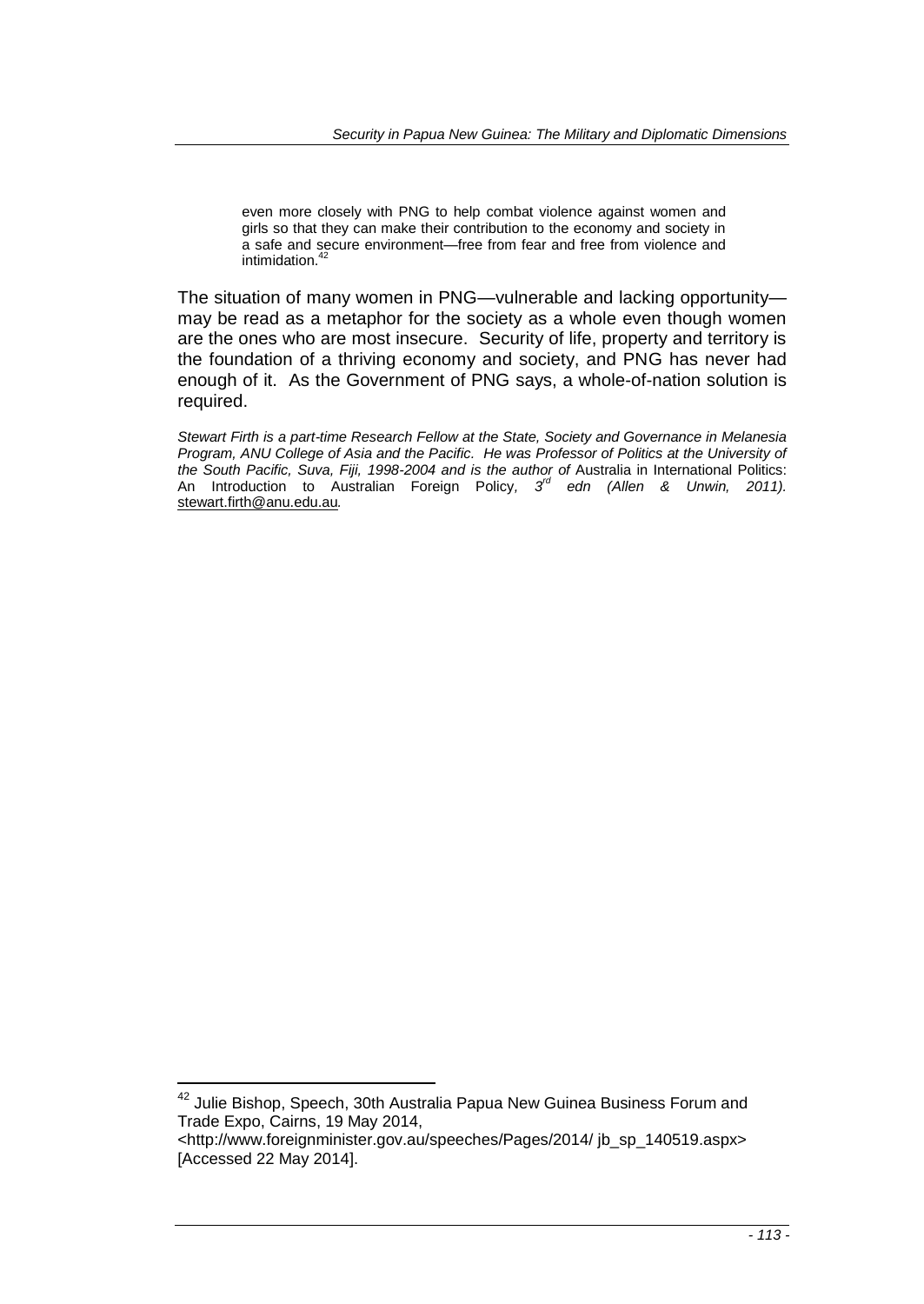> even more closely with PNG to help combat violence against women and girls so that they can make their contribution to the economy and society in a safe and secure environment—free from fear and free from violence and intimidation.[42]

The situation of many women in PNG—vulnerable and lacking opportunity—may be read as a metaphor for the society as a whole even though women are the ones who are most insecure. Security of life, property and territory is the foundation of a thriving economy and society, and PNG has never had enough of it. As the Government of PNG says, a whole-of-nation solution is required.

*Stewart Firth is a part-time Research Fellow at the State, Society and Governance in Melanesia Program, ANU College of Asia and the Pacific. He was Professor of Politics at the University of the South Pacific, Suva, Fiji, 1998-2004 and is the author of* Australia in International Politics: An Introduction to Australian Foreign Policy*, 3rd edn (Allen & Unwin, 2011).* stewart.firth@anu.edu.au*.*

---

[42] Julie Bishop, Speech, 30th Australia Papua New Guinea Business Forum and Trade Expo, Cairns, 19 May 2014, <http://www.foreignminister.gov.au/speeches/Pages/2014/ jb_sp_140519.aspx> [Accessed 22 May 2014].